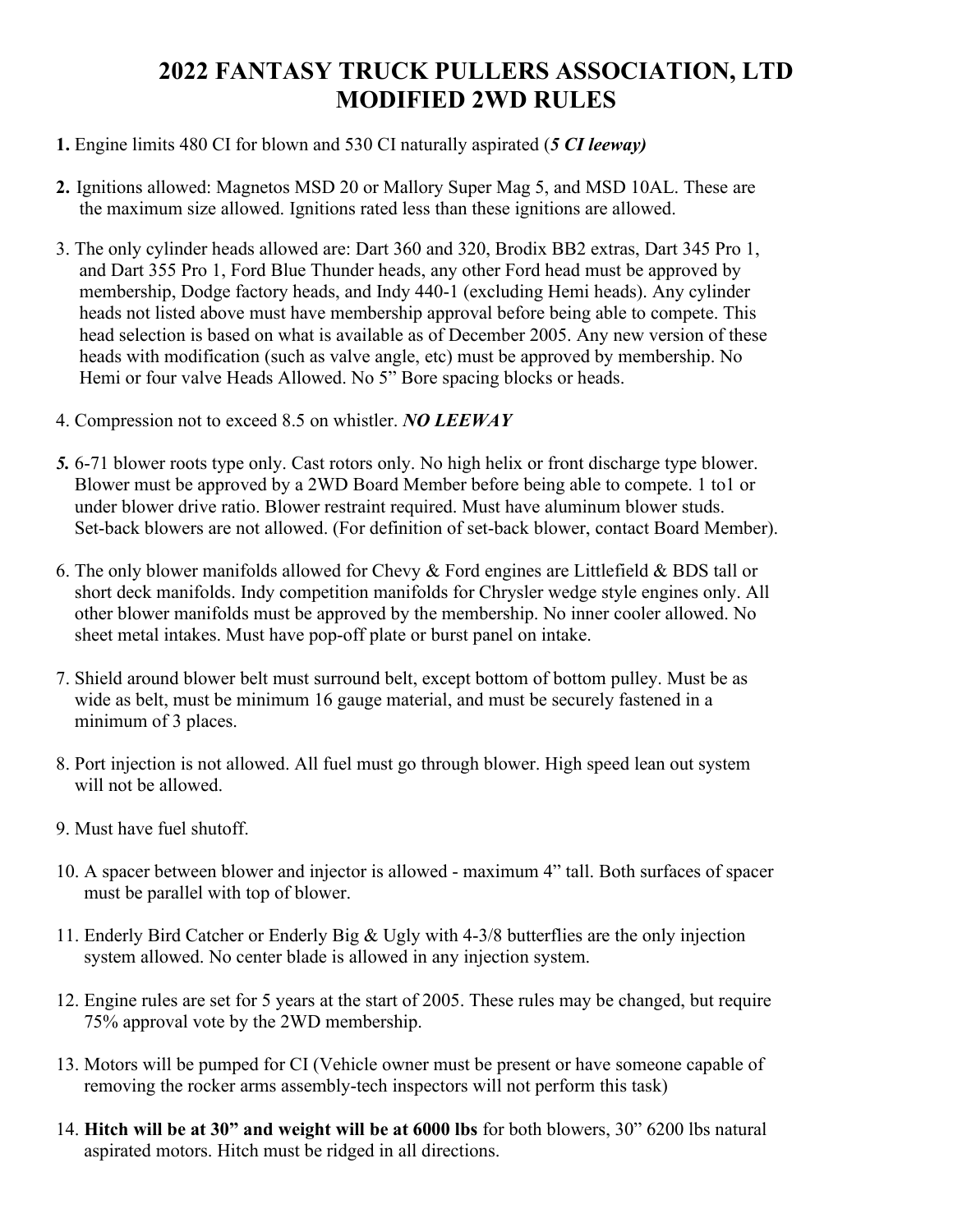# 2022 FANTASY TRUCK PULLERS ASSOCIATION, LTD
# MODIFIED 2WD RULES

**1.** Engine limits 480 CI for blown and 530 CI naturally aspirated (***5 CI leeway)***

**2.** Ignitions allowed: Magnetos MSD 20 or Mallory Super Mag 5, and MSD 10AL. These are the maximum size allowed. Ignitions rated less than these ignitions are allowed.

3. The only cylinder heads allowed are: Dart 360 and 320, Brodix BB2 extras, Dart 345 Pro 1, and Dart 355 Pro 1, Ford Blue Thunder heads, any other Ford head must be approved by membership, Dodge factory heads, and Indy 440-1 (excluding Hemi heads). Any cylinder heads not listed above must have membership approval before being able to compete. This head selection is based on what is available as of December 2005. Any new version of these heads with modification (such as valve angle, etc) must be approved by membership. No Hemi or four valve Heads Allowed. No 5" Bore spacing blocks or heads.

4. Compression not to exceed 8.5 on whistler. ***NO LEEWAY***

***5.*** 6-71 blower roots type only. Cast rotors only. No high helix or front discharge type blower. Blower must be approved by a 2WD Board Member before being able to compete. 1 to1 or under blower drive ratio. Blower restraint required. Must have aluminum blower studs. Set-back blowers are not allowed. (For definition of set-back blower, contact Board Member).

6. The only blower manifolds allowed for Chevy & Ford engines are Littlefield & BDS tall or short deck manifolds. Indy competition manifolds for Chrysler wedge style engines only. All other blower manifolds must be approved by the membership. No inner cooler allowed. No sheet metal intakes. Must have pop-off plate or burst panel on intake.

7. Shield around blower belt must surround belt, except bottom of bottom pulley. Must be as wide as belt, must be minimum 16 gauge material, and must be securely fastened in a minimum of 3 places.

8. Port injection is not allowed. All fuel must go through blower. High speed lean out system will not be allowed.

9. Must have fuel shutoff.

10. A spacer between blower and injector is allowed - maximum 4" tall. Both surfaces of spacer must be parallel with top of blower.

11. Enderly Bird Catcher or Enderly Big & Ugly with 4-3/8 butterflies are the only injection system allowed. No center blade is allowed in any injection system.

12. Engine rules are set for 5 years at the start of 2005. These rules may be changed, but require 75% approval vote by the 2WD membership.

13. Motors will be pumped for CI (Vehicle owner must be present or have someone capable of removing the rocker arms assembly-tech inspectors will not perform this task)

14. **Hitch will be at 30" and weight will be at 6000 lbs** for both blowers, 30" 6200 lbs natural aspirated motors. Hitch must be ridged in all directions.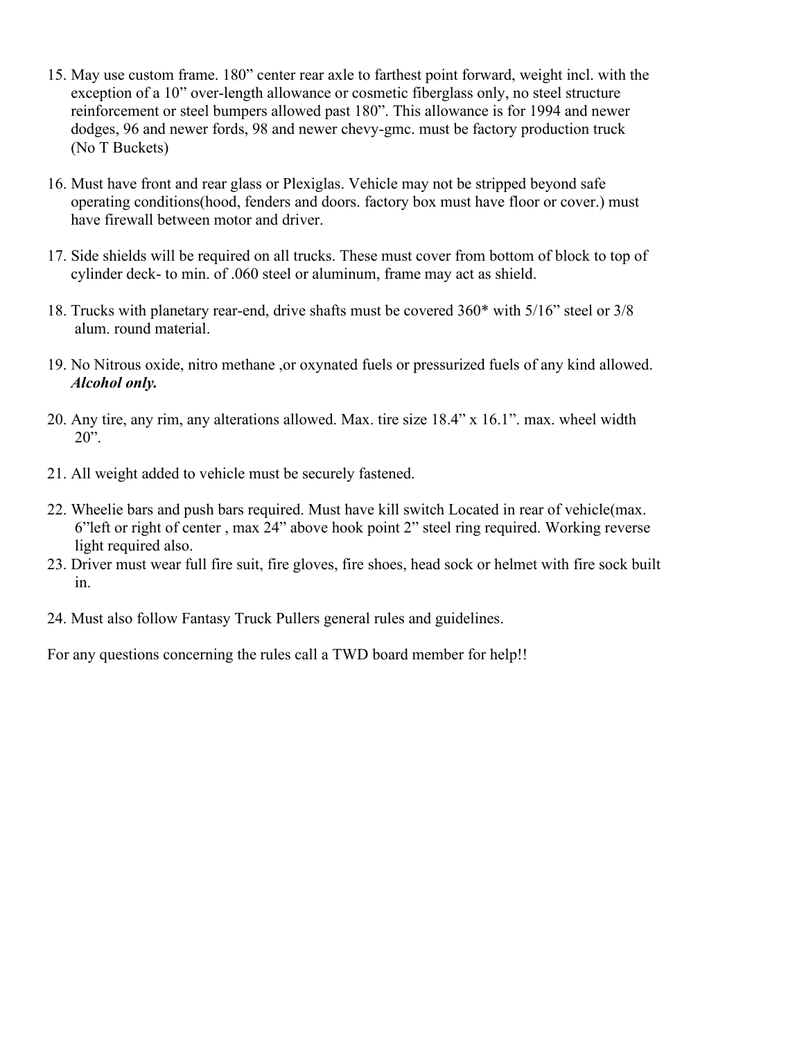15. May use custom frame. 180" center rear axle to farthest point forward, weight incl. with the exception of a 10" over-length allowance or cosmetic fiberglass only, no steel structure reinforcement or steel bumpers allowed past 180". This allowance is for 1994 and newer dodges, 96 and newer fords, 98 and newer chevy-gmc. must be factory production truck (No T Buckets)

16. Must have front and rear glass or Plexiglas. Vehicle may not be stripped beyond safe operating conditions(hood, fenders and doors. factory box must have floor or cover.) must have firewall between motor and driver.

17. Side shields will be required on all trucks. These must cover from bottom of block to top of cylinder deck- to min. of .060 steel or aluminum, frame may act as shield.

18. Trucks with planetary rear-end, drive shafts must be covered 360* with 5/16" steel or 3/8 alum. round material.

19. No Nitrous oxide, nitro methane ,or oxynated fuels or pressurized fuels of any kind allowed. ***Alcohol only.***

20. Any tire, any rim, any alterations allowed. Max. tire size 18.4" x 16.1". max. wheel width 20".

21. All weight added to vehicle must be securely fastened.

22. Wheelie bars and push bars required. Must have kill switch Located in rear of vehicle(max. 6"left or right of center , max 24" above hook point 2" steel ring required. Working reverse light required also.

23. Driver must wear full fire suit, fire gloves, fire shoes, head sock or helmet with fire sock built in.

24. Must also follow Fantasy Truck Pullers general rules and guidelines.

For any questions concerning the rules call a TWD board member for help!!